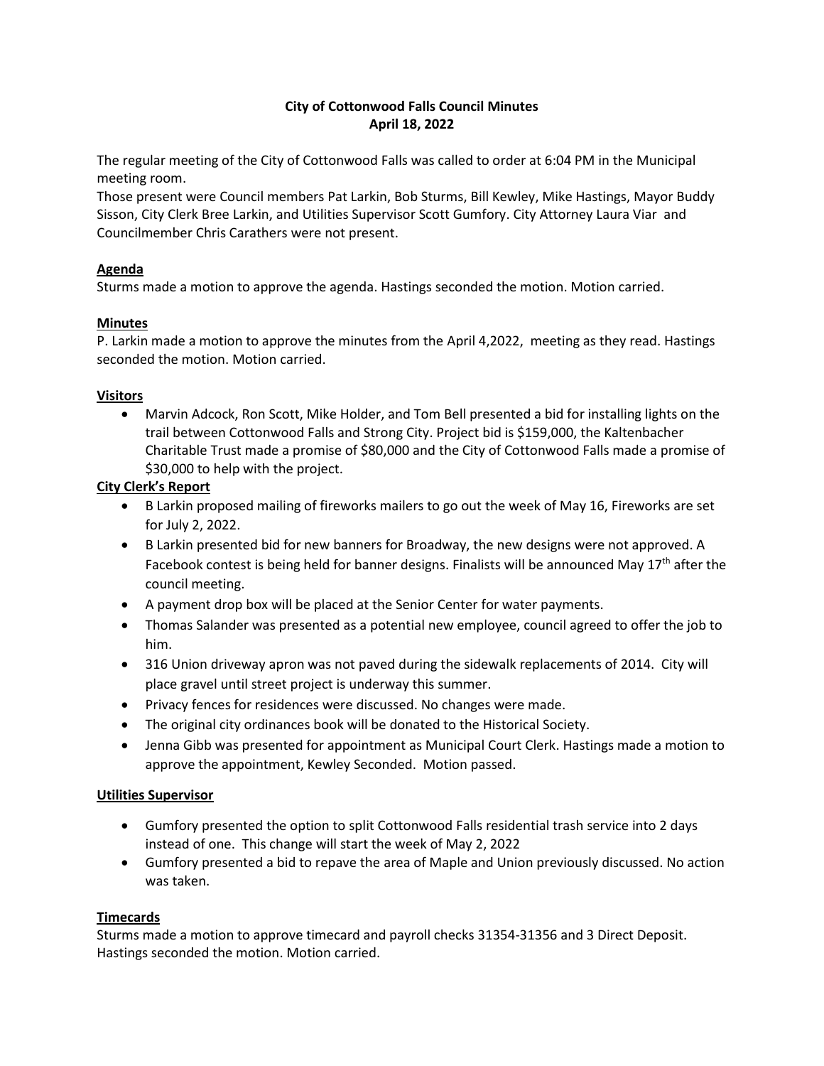**City of Cottonwood Falls Council Minutes**
**April 18, 2022**

The regular meeting of the City of Cottonwood Falls was called to order at 6:04 PM in the Municipal meeting room.
Those present were Council members Pat Larkin, Bob Sturms, Bill Kewley, Mike Hastings, Mayor Buddy Sisson, City Clerk Bree Larkin, and Utilities Supervisor Scott Gumfory. City Attorney Laura Viar and Councilmember Chris Carathers were not present.

**Agenda**

Sturms made a motion to approve the agenda. Hastings seconded the motion. Motion carried.

**Minutes**

P. Larkin made a motion to approve the minutes from the April 4,2022, meeting as they read. Hastings seconded the motion. Motion carried.

**Visitors**

- Marvin Adcock, Ron Scott, Mike Holder, and Tom Bell presented a bid for installing lights on the trail between Cottonwood Falls and Strong City. Project bid is $159,000, the Kaltenbacher Charitable Trust made a promise of $80,000 and the City of Cottonwood Falls made a promise of $30,000 to help with the project.

**City Clerk's Report**

- B Larkin proposed mailing of fireworks mailers to go out the week of May 16, Fireworks are set for July 2, 2022.
- B Larkin presented bid for new banners for Broadway, the new designs were not approved. A Facebook contest is being held for banner designs. Finalists will be announced May 17th after the council meeting.
- A payment drop box will be placed at the Senior Center for water payments.
- Thomas Salander was presented as a potential new employee, council agreed to offer the job to him.
- 316 Union driveway apron was not paved during the sidewalk replacements of 2014. City will place gravel until street project is underway this summer.
- Privacy fences for residences were discussed. No changes were made.
- The original city ordinances book will be donated to the Historical Society.
- Jenna Gibb was presented for appointment as Municipal Court Clerk. Hastings made a motion to approve the appointment, Kewley Seconded. Motion passed.

**Utilities Supervisor**

- Gumfory presented the option to split Cottonwood Falls residential trash service into 2 days instead of one. This change will start the week of May 2, 2022
- Gumfory presented a bid to repave the area of Maple and Union previously discussed. No action was taken.

**Timecards**

Sturms made a motion to approve timecard and payroll checks 31354-31356 and 3 Direct Deposit. Hastings seconded the motion. Motion carried.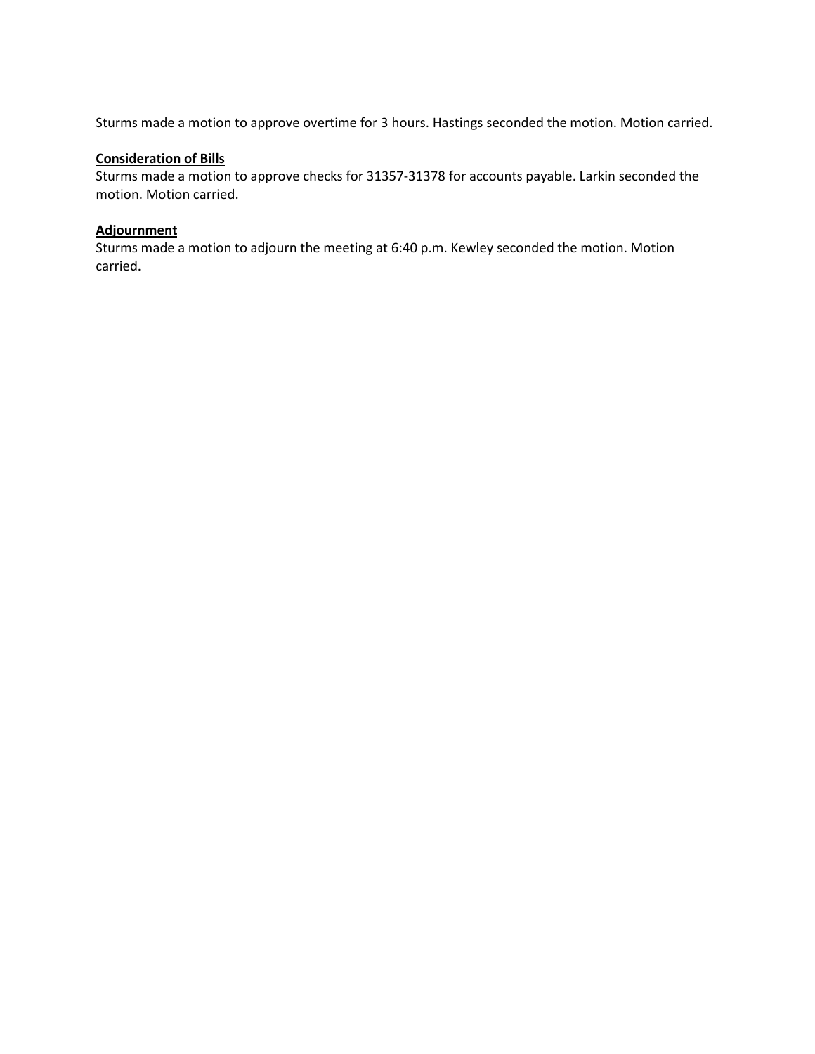Sturms made a motion to approve overtime for 3 hours. Hastings seconded the motion. Motion carried.

**Consideration of Bills**

Sturms made a motion to approve checks for 31357-31378 for accounts payable. Larkin seconded the motion. Motion carried.

**Adjournment**

Sturms made a motion to adjourn the meeting at 6:40 p.m. Kewley seconded the motion. Motion carried.